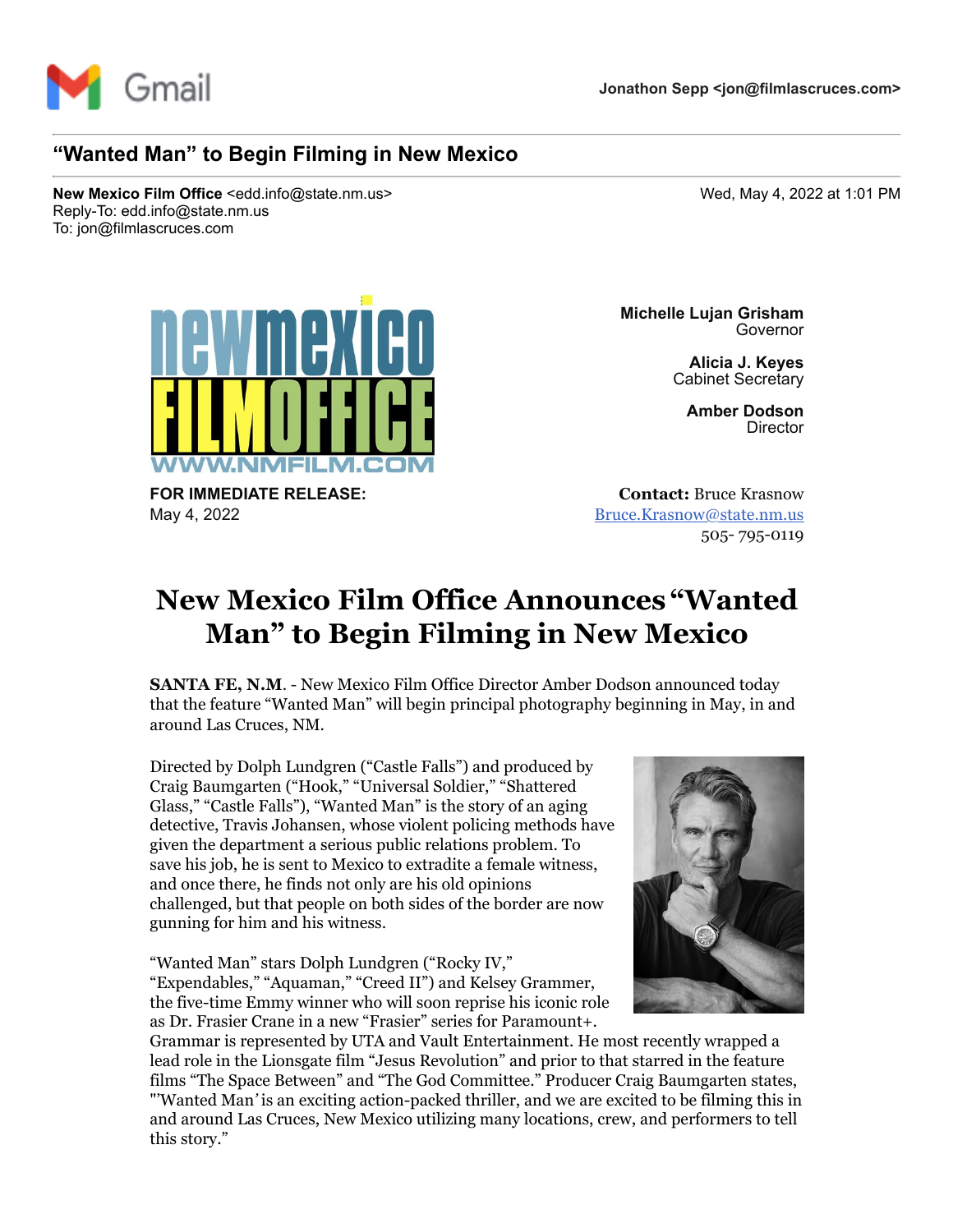Jonathon Sepp <jon@filmlascruces.com>

## "Wanted Man" to Begin Filming in New Mexico

**New Mexico Film Office** <edd.info@state.nm.us>
Reply-To: edd.info@state.nm.us
To: jon@filmlascruces.com

Wed, May 4, 2022 at 1:01 PM

newmexico FILMOFFICE
WWW.NMFILM.COM

**Michelle Lujan Grisham**
Governor

**Alicia J. Keyes**
Cabinet Secretary

**Amber Dodson**
Director

**FOR IMMEDIATE RELEASE:**
May 4, 2022

**Contact:** Bruce Krasnow
Bruce.Krasnow@state.nm.us
505- 795-0119

# New Mexico Film Office Announces "Wanted Man" to Begin Filming in New Mexico

**SANTA FE, N.M**. - New Mexico Film Office Director Amber Dodson announced today that the feature "Wanted Man" will begin principal photography beginning in May, in and around Las Cruces, NM.

Directed by Dolph Lundgren ("Castle Falls") and produced by Craig Baumgarten ("Hook," "Universal Soldier," "Shattered Glass," "Castle Falls"), "Wanted Man" is the story of an aging detective, Travis Johansen, whose violent policing methods have given the department a serious public relations problem. To save his job, he is sent to Mexico to extradite a female witness, and once there, he finds not only are his old opinions challenged, but that people on both sides of the border are now gunning for him and his witness.

"Wanted Man" stars Dolph Lundgren ("Rocky IV," "Expendables," "Aquaman," "Creed II") and Kelsey Grammer, the five-time Emmy winner who will soon reprise his iconic role as Dr. Frasier Crane in a new "Frasier" series for Paramount+. Grammar is represented by UTA and Vault Entertainment. He most recently wrapped a lead role in the Lionsgate film "Jesus Revolution" and prior to that starred in the feature films "The Space Between" and "The God Committee." Producer Craig Baumgarten states, "'Wanted Man' is an exciting action-packed thriller, and we are excited to be filming this in and around Las Cruces, New Mexico utilizing many locations, crew, and performers to tell this story."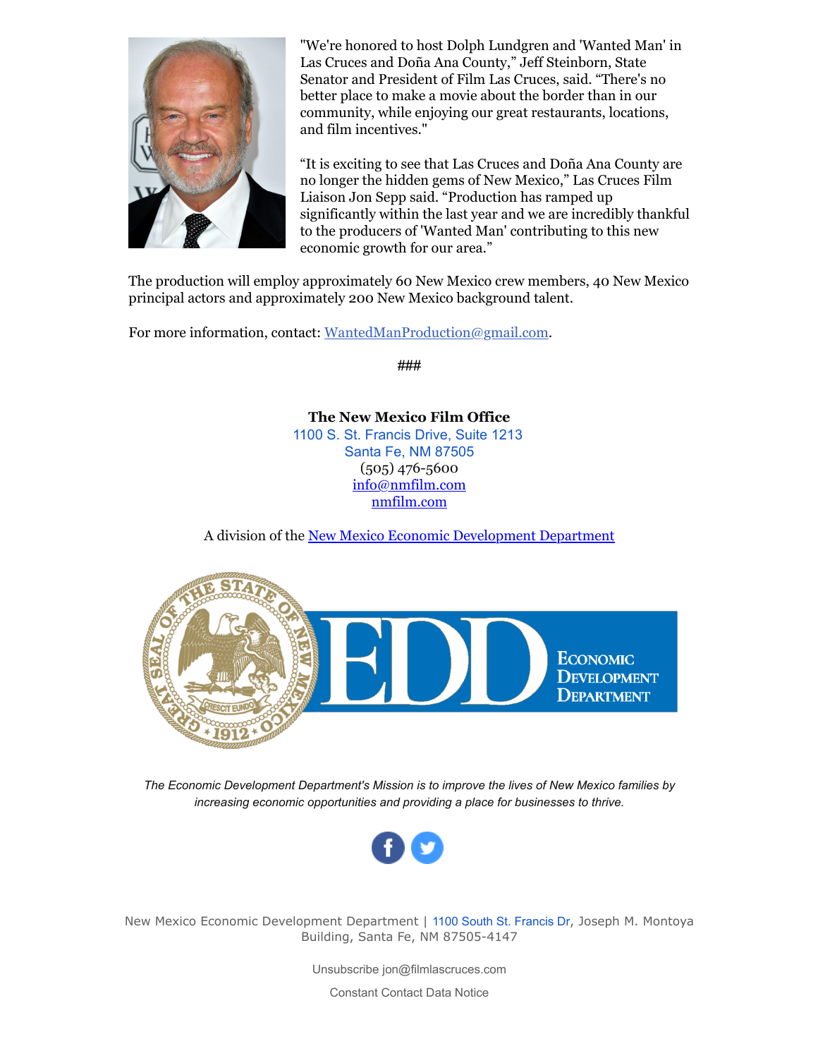"We're honored to host Dolph Lundgren and 'Wanted Man' in Las Cruces and Doña Ana County," Jeff Steinborn, State Senator and President of Film Las Cruces, said. "There's no better place to make a movie about the border than in our community, while enjoying our great restaurants, locations, and film incentives."

"It is exciting to see that Las Cruces and Doña Ana County are no longer the hidden gems of New Mexico," Las Cruces Film Liaison Jon Sepp said. "Production has ramped up significantly within the last year and we are incredibly thankful to the producers of 'Wanted Man' contributing to this new economic growth for our area."

The production will employ approximately 60 New Mexico crew members, 40 New Mexico principal actors and approximately 200 New Mexico background talent.

For more information, contact: WantedManProduction@gmail.com.

###

**The New Mexico Film Office**
1100 S. St. Francis Drive, Suite 1213
Santa Fe, NM 87505
(505) 476-5600
info@nmfilm.com
nmfilm.com

A division of the New Mexico Economic Development Department

*The Economic Development Department's Mission is to improve the lives of New Mexico families by increasing economic opportunities and providing a place for businesses to thrive.*

New Mexico Economic Development Department | 1100 South St. Francis Dr, Joseph M. Montoya Building, Santa Fe, NM 87505-4147

Unsubscribe jon@filmlascruces.com

Constant Contact Data Notice